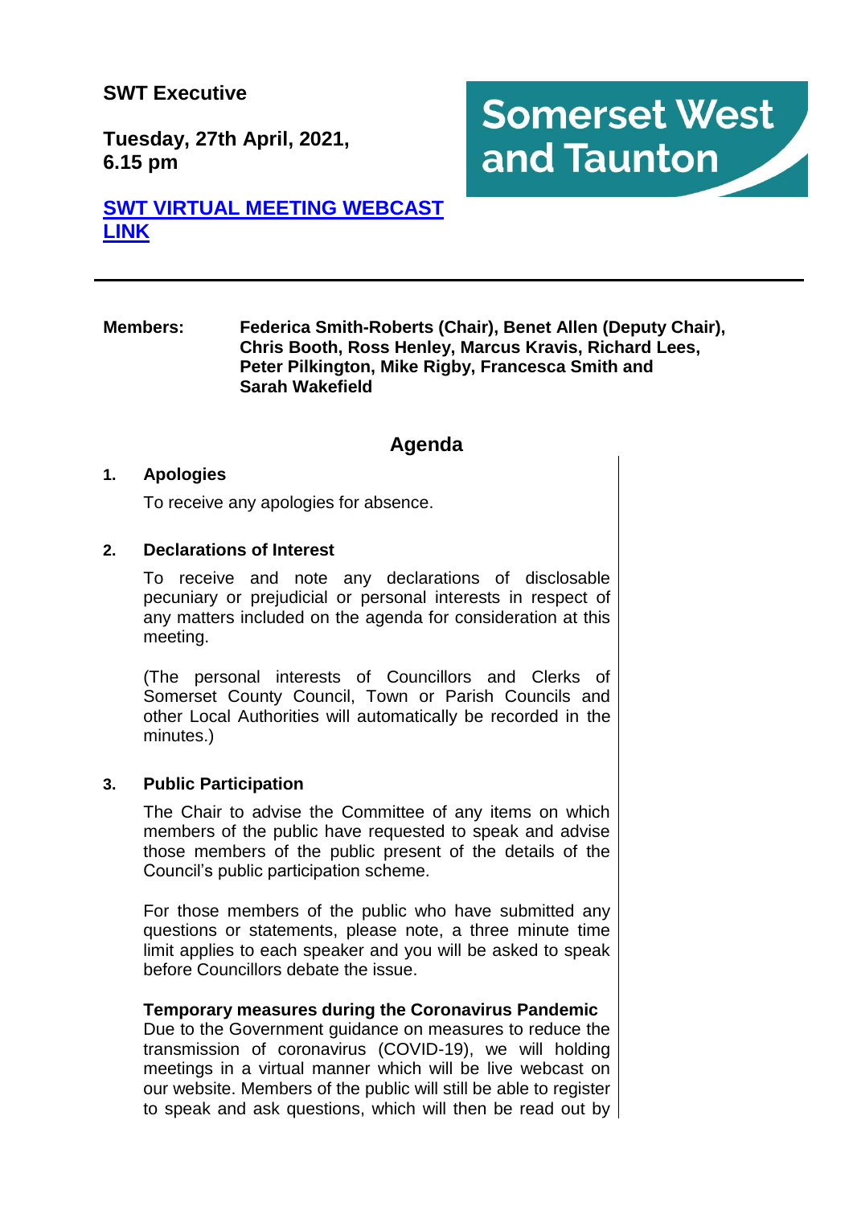**SWT Executive**

**Tuesday, 27th April, 2021, 6.15 pm**

Somerset West and Taunton

**[SWT VIRTUAL MEETING WEBCAST LINK]**

---

**Members:** **Federica Smith-Roberts (Chair), Benet Allen (Deputy Chair), Chris Booth, Ross Henley, Marcus Kravis, Richard Lees, Peter Pilkington, Mike Rigby, Francesca Smith and Sarah Wakefield**

## Agenda

### 1. Apologies

To receive any apologies for absence.

### 2. Declarations of Interest

To receive and note any declarations of disclosable pecuniary or prejudicial or personal interests in respect of any matters included on the agenda for consideration at this meeting.

(The personal interests of Councillors and Clerks of Somerset County Council, Town or Parish Councils and other Local Authorities will automatically be recorded in the minutes.)

### 3. Public Participation

The Chair to advise the Committee of any items on which members of the public have requested to speak and advise those members of the public present of the details of the Council's public participation scheme.

For those members of the public who have submitted any questions or statements, please note, a three minute time limit applies to each speaker and you will be asked to speak before Councillors debate the issue.

**Temporary measures during the Coronavirus Pandemic**
Due to the Government guidance on measures to reduce the transmission of coronavirus (COVID-19), we will holding meetings in a virtual manner which will be live webcast on our website. Members of the public will still be able to register to speak and ask questions, which will then be read out by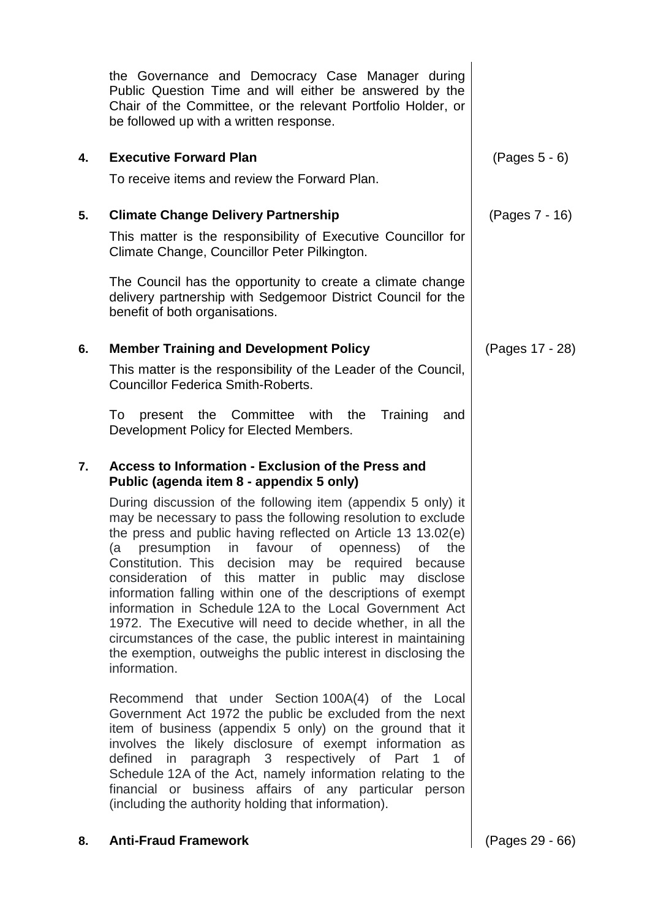the Governance and Democracy Case Manager during Public Question Time and will either be answered by the Chair of the Committee, or the relevant Portfolio Holder, or be followed up with a written response.

**4. Executive Forward Plan** (Pages 5 - 6)

To receive items and review the Forward Plan.

**5. Climate Change Delivery Partnership** (Pages 7 - 16)

This matter is the responsibility of Executive Councillor for Climate Change, Councillor Peter Pilkington.

The Council has the opportunity to create a climate change delivery partnership with Sedgemoor District Council for the benefit of both organisations.

**6. Member Training and Development Policy** (Pages 17 - 28)

This matter is the responsibility of the Leader of the Council, Councillor Federica Smith-Roberts.

To present the Committee with the Training and Development Policy for Elected Members.

**7. Access to Information - Exclusion of the Press and Public (agenda item 8 - appendix 5 only)**

During discussion of the following item (appendix 5 only) it may be necessary to pass the following resolution to exclude the press and public having reflected on Article 13 13.02(e) (a presumption in favour of openness) of the Constitution. This decision may be required because consideration of this matter in public may disclose information falling within one of the descriptions of exempt information in Schedule 12A to the Local Government Act 1972. The Executive will need to decide whether, in all the circumstances of the case, the public interest in maintaining the exemption, outweighs the public interest in disclosing the information.

Recommend that under Section 100A(4) of the Local Government Act 1972 the public be excluded from the next item of business (appendix 5 only) on the ground that it involves the likely disclosure of exempt information as defined in paragraph 3 respectively of Part 1 of Schedule 12A of the Act, namely information relating to the financial or business affairs of any particular person (including the authority holding that information).

**8. Anti-Fraud Framework** (Pages 29 - 66)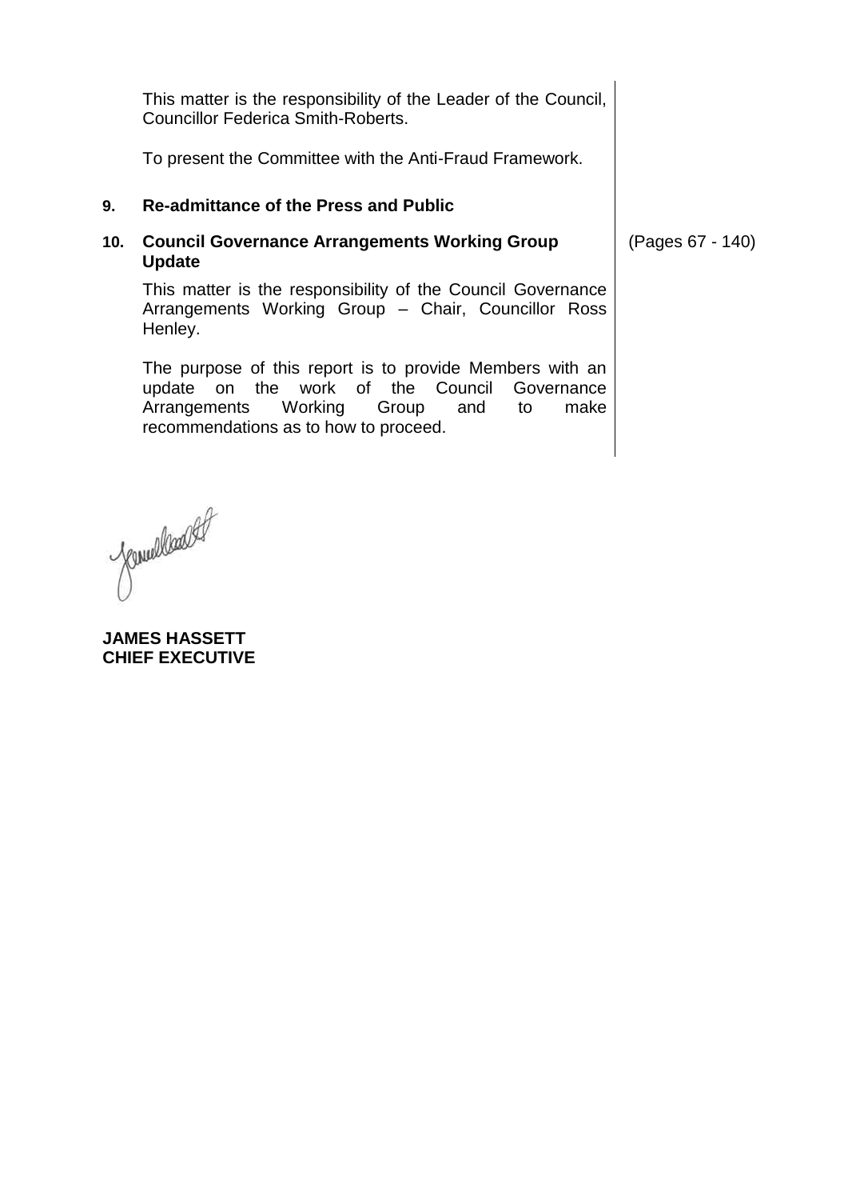This matter is the responsibility of the Leader of the Council, Councillor Federica Smith-Roberts.

To present the Committee with the Anti-Fraud Framework.

**9. Re-admittance of the Press and Public**

**10. Council Governance Arrangements Working Group Update** (Pages 67 - 140)

This matter is the responsibility of the Council Governance Arrangements Working Group – Chair, Councillor Ross Henley.

The purpose of this report is to provide Members with an update on the work of the Council Governance Arrangements Working Group and to make recommendations as to how to proceed.

**JAMES HASSETT**
**CHIEF EXECUTIVE**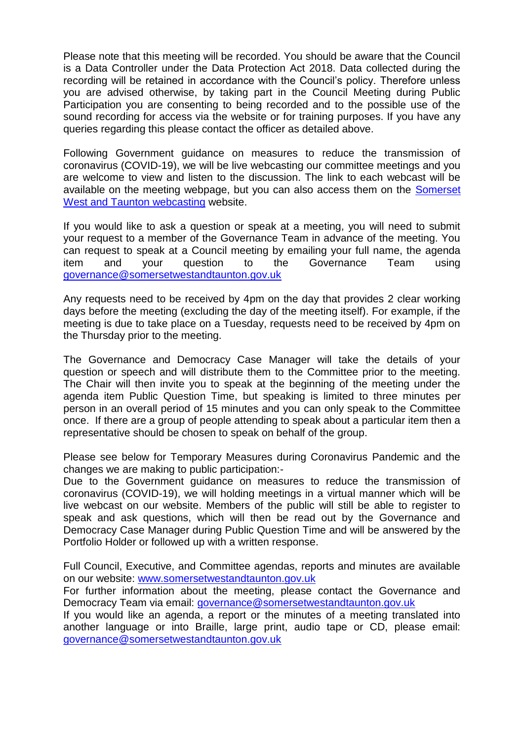Please note that this meeting will be recorded. You should be aware that the Council is a Data Controller under the Data Protection Act 2018. Data collected during the recording will be retained in accordance with the Council's policy. Therefore unless you are advised otherwise, by taking part in the Council Meeting during Public Participation you are consenting to being recorded and to the possible use of the sound recording for access via the website or for training purposes. If you have any queries regarding this please contact the officer as detailed above.

Following Government guidance on measures to reduce the transmission of coronavirus (COVID-19), we will be live webcasting our committee meetings and you are welcome to view and listen to the discussion. The link to each webcast will be available on the meeting webpage, but you can also access them on the Somerset West and Taunton webcasting website.

If you would like to ask a question or speak at a meeting, you will need to submit your request to a member of the Governance Team in advance of the meeting. You can request to speak at a Council meeting by emailing your full name, the agenda item and your question to the Governance Team using governance@somersetwestandtaunton.gov.uk

Any requests need to be received by 4pm on the day that provides 2 clear working days before the meeting (excluding the day of the meeting itself). For example, if the meeting is due to take place on a Tuesday, requests need to be received by 4pm on the Thursday prior to the meeting.

The Governance and Democracy Case Manager will take the details of your question or speech and will distribute them to the Committee prior to the meeting. The Chair will then invite you to speak at the beginning of the meeting under the agenda item Public Question Time, but speaking is limited to three minutes per person in an overall period of 15 minutes and you can only speak to the Committee once. If there are a group of people attending to speak about a particular item then a representative should be chosen to speak on behalf of the group.

Please see below for Temporary Measures during Coronavirus Pandemic and the changes we are making to public participation:-
Due to the Government guidance on measures to reduce the transmission of coronavirus (COVID-19), we will holding meetings in a virtual manner which will be live webcast on our website. Members of the public will still be able to register to speak and ask questions, which will then be read out by the Governance and Democracy Case Manager during Public Question Time and will be answered by the Portfolio Holder or followed up with a written response.

Full Council, Executive, and Committee agendas, reports and minutes are available on our website: www.somersetwestandtaunton.gov.uk
For further information about the meeting, please contact the Governance and Democracy Team via email: governance@somersetwestandtaunton.gov.uk
If you would like an agenda, a report or the minutes of a meeting translated into another language or into Braille, large print, audio tape or CD, please email: governance@somersetwestandtaunton.gov.uk